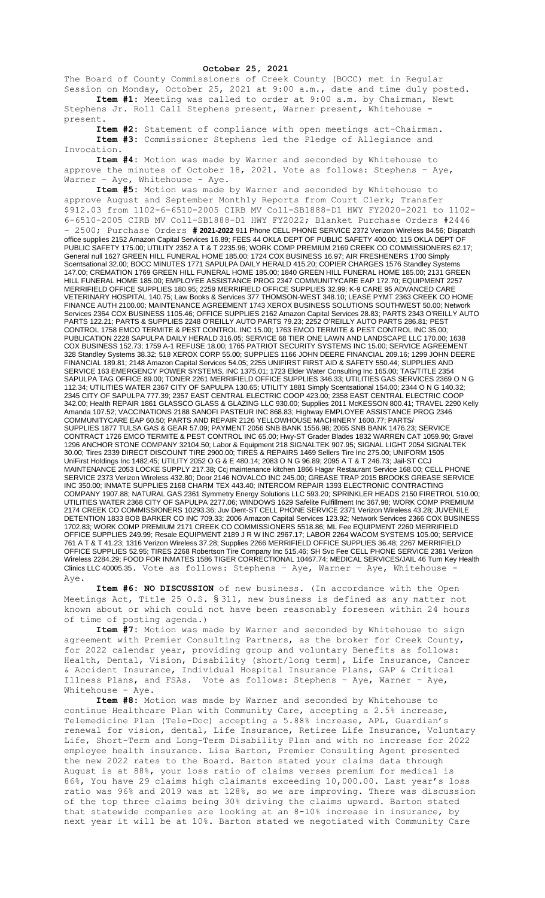**October 25, 2021**

The Board of County Commissioners of Creek County (BOCC) met in Regular Session on Monday, October 25, 2021 at 9:00 a.m., date and time duly posted.

**Item #1:** Meeting was called to order at 9:00 a.m. by Chairman, Newt Stephens Jr. Roll Call Stephens present, Warner present, Whitehouse - present.

**Item #2:** Statement of compliance with open meetings act-Chairman.

**Item #3:** Commissioner Stephens led the Pledge of Allegiance and Invocation.

**Item #4:** Motion was made by Warner and seconded by Whitehouse to approve the minutes of October 18, 2021. Vote as follows: Stephens – Aye, Warner – Aye, Whitehouse - Aye.

**Item #5:** Motion was made by Warner and seconded by Whitehouse to approve August and September Monthly Reports from Court Clerk; Transfer $912.03 from 1102-6-6510-2005 CIRB MV Coll-SB1888-D1 HWY FY2020-2021 to 1102-6-6510-2005 CIRB MV Coll-SB1888-D1 HWY FY2022; Blanket Purchase Orders #2446 - 2500; Purchase Orders **# 2021-2022** 911 Phone CELL PHONE SERVICE 2372 Verizon Wireless 84.56; Dispatch office supplies 2152 Amazon Capital Services 16.89; FEES 44 OKLA DEPT OF PUBLIC SAFETY 400.00; 115 OKLA DEPT OF PUBLIC SAFETY 175.00; UTILITY 2352 A T & T 2235.96; WORK COMP PREMIUM 2169 CREEK CO COMMISSIONERS 62.17; General null 1627 GREEN HILL FUNERAL HOME 185.00; 1724 COX BUSINESS 16.97; AIR FRESHENERS 1700 Simply Scentsational 32.00; BOCC MINUTES 1771 SAPULPA DAILY HERALD 415.20; COPIER CHARGES 1576 Standley Systems 147.00; CREMATION 1769 GREEN HILL FUNERAL HOME 185.00; 1840 GREEN HILL FUNERAL HOME 185.00; 2131 GREEN HILL FUNERAL HOME 185.00; EMPLOYEE ASSISTANCE PROG 2347 COMMUNITYCARE EAP 172.70; EQUIPMENT 2257 MERRIFIELD OFFICE SUPPLIES 180.95; 2259 MERRIFIELD OFFICE SUPPLIES 32.99; K-9 CARE 95 ADVANCED CARE VETERINARY HOSPITAL 140.75; Law Books & Services 377 THOMSON-WEST 348.10; LEASE PYMT 2363 CREEK CO HOME FINANCE AUTH 2100.00; MAINTENANCE AGREEMENT 1743 XEROX BUSINESS SOLUTIONS SOUTHWEST 50.00; Network Services 2364 COX BUSINESS 1105.46; OFFICE SUPPLIES 2162 Amazon Capital Services 28.83; PARTS 2343 O'REILLY AUTO PARTS 122.21; PARTS & SUPPLIES 2248 O'REILLY AUTO PARTS 79.23; 2252 O'REILLY AUTO PARTS 286.81; PEST CONTROL 1758 EMCO TERMITE & PEST CONTROL INC 15.00; 1763 EMCO TERMITE & PEST CONTROL INC 35.00; PUBLICATION 2228 SAPULPA DAILY HERALD 316.05; SERVICE 68 TIER ONE LAWN AND LANDSCAPE LLC 170.00; 1638 COX BUSINESS 152.73; 1759 A-1 REFUSE 18.00; 1765 PATRIOT SECURITY SYSTEMS INC 15.00; SERVICE AGREEMENT 328 Standley Systems 38.32; 518 XEROX CORP 55.00; SUPPLIES 1166 JOHN DEERE FINANCIAL 209.16; 1299 JOHN DEERE FINANCIAL 189.81; 2148 Amazon Capital Services 54.05; 2255 UNIFIRST FIRST AID & SAFETY 550.44; SUPPLIES AND SERVICE 163 EMERGENCY POWER SYSTEMS, INC 1375.01; 1723 Elder Water Consulting Inc 165.00; TAG/TITLE 2354 SAPULPA TAG OFFICE 89.00; TONER 2261 MERRIFIELD OFFICE SUPPLIES 346.33; UTILITIES GAS SERVICES 2369 O N G 112.34; UTILITIES WATER 2367 CITY OF SAPULPA 130.65; UTILITY 1881 Simply Scentsational 154.00; 2344 O N G 140.32; 2345 CITY OF SAPULPA 777.39; 2357 EAST CENTRAL ELECTRIC COOP 423.00; 2358 EAST CENTRAL ELECTRIC COOP 342.00; Health REPAIR 1861 GLASSCO GLASS & GLAZING LLC 930.00; Supplies 2011 McKESSON 800.41; TRAVEL 2290 Kelly Amanda 107.52; VACCINATIONS 2188 SANOFI PASTEUR INC 868.83; Highway EMPLOYEE ASSISTANCE PROG 2346 COMMUNITYCARE EAP 60.50; PARTS AND REPAIR 2126 YELLOWHOUSE MACHINERY 1600.77; PARTS/ SUPPLIES 1877 TULSA GAS & GEAR 57.09; PAYMENT 2056 SNB BANK 1556.98; 2065 SNB BANK 1476.23; SERVICE CONTRACT 1726 EMCO TERMITE & PEST CONTROL INC 65.00; Hwy-ST Grader Blades 1832 WARREN CAT 1059.90; Gravel 1296 ANCHOR STONE COMPANY 32104.50; Labor & Equipment 218 SIGNALTEK 907.95; SIGNAL LIGHT 2054 SIGNALTEK 30.00; Tires 2339 DIRECT DISCOUNT TIRE 2900.00; TIRES & REPAIRS 1469 Sellers Tire Inc 275.00; UNIFORM 1505 UniFirst Holdings Inc 1482.45; UTILITY 2052 O G & E 480.14; 2083 O N G 96.89; 2095 A T & T 246.73; Jail-ST CCJ MAINTENANCE 2053 LOCKE SUPPLY 217.38; Ccj maintenance kitchen 1866 Hagar Restaurant Service 168.00; CELL PHONE SERVICE 2373 Verizon Wireless 432.80; Door 2146 NOVALCO INC 245.00; GREASE TRAP 2015 BROOKS GREASE SERVICE INC 350.00; INMATE SUPPLIES 2168 CHARM TEX 443.40; INTERCOM REPAIR 1393 ELECTRONIC CONTRACTING COMPANY 1907.88; NATURAL GAS 2361 Symmetry Energy Solutions LLC 593.20; SPRINKLER HEADS 2150 FIRETROL 510.00; UTILITIES WATER 2368 CITY OF SAPULPA 2277.06; WINDOWS 1629 Safelite Fulfillment Inc 367.98; WORK COMP PREMIUM 2174 CREEK CO COMMISSIONERS 10293.36; Juv Dent-ST CELL PHONE SERVICE 2371 Verizon Wireless 43.28; JUVENILE DETENTION 1833 BOB BARKER CO INC 709.33; 2006 Amazon Capital Services 123.92; Network Services 2366 COX BUSINESS 1702.83; WORK COMP PREMIUM 2171 CREEK CO COMMISSIONERS 5518.86; ML Fee EQUIPMENT 2260 MERRIFIELD OFFICE SUPPLIES 249.99; Resale EQUIPMENT 2189 J R W INC 2967.17; LABOR 2264 WACOM SYSTEMS 105.00; SERVICE 761 A T & T 41.23; 1316 Verizon Wireless 37.28; Supplies 2266 MERRIFIELD OFFICE SUPPLIES 36.48; 2267 MERRIFIELD OFFICE SUPPLIES 52.95; TIRES 2268 Robertson Tire Company Inc 515.46; SH Svc Fee CELL PHONE SERVICE 2381 Verizon Wireless 2284.29; FOOD FOR INMATES 1586 TIGER CORRECTIONAL 10467.74; MEDICAL SERVICES/JAIL 46 Turn Key Health Clinics LLC 40005.35. Vote as follows: Stephens – Aye, Warner – Aye, Whitehouse - Aye.

**Item #6: NO DISCUSSION** of new business. (In accordance with the Open Meetings Act, Title 25 O.S. § 311, new business is defined as any matter not known about or which could not have been reasonably foreseen within 24 hours of time of posting agenda.)

**Item #7:** Motion was made by Warner and seconded by Whitehouse to sign agreement with Premier Consulting Partners, as the broker for Creek County, for 2022 calendar year, providing group and voluntary Benefits as follows: Health, Dental, Vision, Disability (short/long term), Life Insurance, Cancer & Accident Insurance, Individual Hospital Insurance Plans, GAP & Critical Illness Plans, and FSAs. Vote as follows: Stephens – Aye, Warner – Aye, Whitehouse - Aye.

**Item #8:** Motion was made by Warner and seconded by Whitehouse to continue Healthcare Plan with Community Care, accepting a 2.5% increase, Telemedicine Plan (Tele-Doc) accepting a 5.88% increase, APL, Guardian's renewal for vision, dental, Life Insurance, Retiree Life Insurance, Voluntary Life, Short-Term and Long-Term Disability Plan and with no increase for 2022 employee health insurance. Lisa Barton, Premier Consulting Agent presented the new 2022 rates to the Board. Barton stated your claims data through August is at 88%, your loss ratio of claims verses premium for medical is 86%, You have 29 claims high claimants exceeding 10,000.00. Last year's loss ratio was 96% and 2019 was at 128%, so we are improving. There was discussion of the top three claims being 30% driving the claims upward. Barton stated that statewide companies are looking at an 8-10% increase in insurance, by next year it will be at 10%. Barton stated we negotiated with Community Care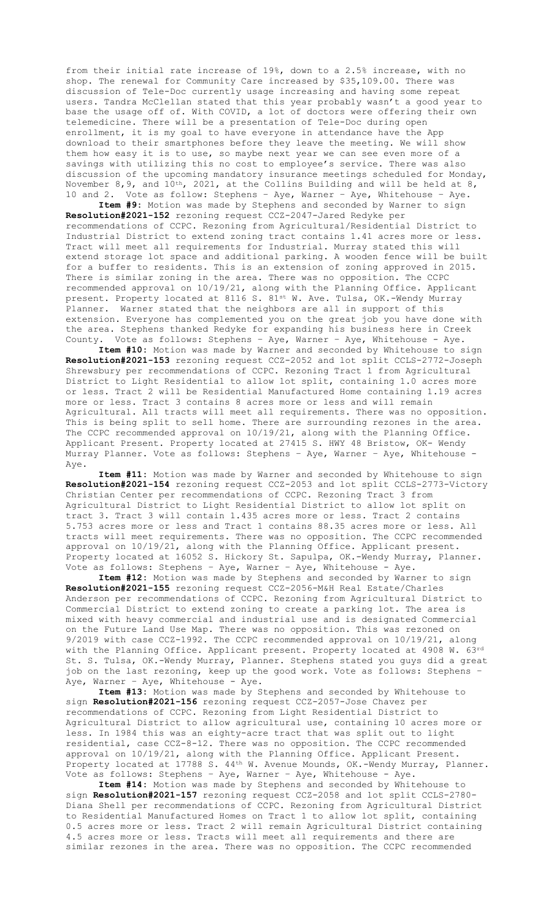from their initial rate increase of 19%, down to a 2.5% increase, with no shop. The renewal for Community Care increased by $35,109.00. There was discussion of Tele-Doc currently usage increasing and having some repeat users. Tandra McClellan stated that this year probably wasn't a good year to base the usage off of. With COVID, a lot of doctors were offering their own telemedicine. There will be a presentation of Tele-Doc during open enrollment, it is my goal to have everyone in attendance have the App download to their smartphones before they leave the meeting. We will show them how easy it is to use, so maybe next year we can see even more of a savings with utilizing this no cost to employee's service. There was also discussion of the upcoming mandatory insurance meetings scheduled for Monday, November 8,9, and 10th, 2021, at the Collins Building and will be held at 8, 10 and 2. Vote as follow: Stephens – Aye, Warner – Aye, Whitehouse – Aye.

**Item #9:** Motion was made by Stephens and seconded by Warner to sign **Resolution#2021-152** rezoning request CCZ-2047-Jared Redyke per recommendations of CCPC. Rezoning from Agricultural/Residential District to Industrial District to extend zoning tract contains 1.41 acres more or less. Tract will meet all requirements for Industrial. Murray stated this will extend storage lot space and additional parking. A wooden fence will be built for a buffer to residents. This is an extension of zoning approved in 2015. There is similar zoning in the area. There was no opposition. The CCPC recommended approval on 10/19/21, along with the Planning Office. Applicant present. Property located at 8116 S. 81st W. Ave. Tulsa, OK.-Wendy Murray Planner. Warner stated that the neighbors are all in support of this extension. Everyone has complemented you on the great job you have done with the area. Stephens thanked Redyke for expanding his business here in Creek County. Vote as follows: Stephens – Aye, Warner – Aye, Whitehouse - Aye.

**Item #10:** Motion was made by Warner and seconded by Whitehouse to sign **Resolution#2021-153** rezoning request CCZ-2052 and lot split CCLS-2772-Joseph Shrewsbury per recommendations of CCPC. Rezoning Tract 1 from Agricultural District to Light Residential to allow lot split, containing 1.0 acres more or less. Tract 2 will be Residential Manufactured Home containing 1.19 acres more or less. Tract 3 contains 8 acres more or less and will remain Agricultural. All tracts will meet all requirements. There was no opposition. This is being split to sell home. There are surrounding rezones in the area. The CCPC recommended approval on 10/19/21, along with the Planning Office. Applicant Present. Property located at 27415 S. HWY 48 Bristow, OK- Wendy Murray Planner. Vote as follows: Stephens – Aye, Warner – Aye, Whitehouse - Aye.

**Item #11:** Motion was made by Warner and seconded by Whitehouse to sign **Resolution#2021-154** rezoning request CCZ-2053 and lot split CCLS-2773-Victory Christian Center per recommendations of CCPC. Rezoning Tract 3 from Agricultural District to Light Residential District to allow lot split on tract 3. Tract 3 will contain 1.435 acres more or less. Tract 2 contains 5.753 acres more or less and Tract 1 contains 88.35 acres more or less. All tracts will meet requirements. There was no opposition. The CCPC recommended approval on 10/19/21, along with the Planning Office. Applicant present. Property located at 16052 S. Hickory St. Sapulpa, OK.-Wendy Murray, Planner. Vote as follows: Stephens – Aye, Warner – Aye, Whitehouse - Aye.

**Item #12:** Motion was made by Stephens and seconded by Warner to sign **Resolution#2021-155** rezoning request CCZ-2056-M&H Real Estate/Charles Anderson per recommendations of CCPC. Rezoning from Agricultural District to Commercial District to extend zoning to create a parking lot. The area is mixed with heavy commercial and industrial use and is designated Commercial on the Future Land Use Map. There was no opposition. This was rezoned on 9/2019 with case CCZ-1992. The CCPC recommended approval on 10/19/21, along with the Planning Office. Applicant present. Property located at 4908 W. 63rd St. S. Tulsa, OK.-Wendy Murray, Planner. Stephens stated you guys did a great job on the last rezoning, keep up the good work. Vote as follows: Stephens – Aye, Warner – Aye, Whitehouse - Aye.

**Item #13:** Motion was made by Stephens and seconded by Whitehouse to sign **Resolution#2021-156** rezoning request CCZ-2057-Jose Chavez per recommendations of CCPC. Rezoning from Light Residential District to Agricultural District to allow agricultural use, containing 10 acres more or less. In 1984 this was an eighty-acre tract that was split out to light residential, case CCZ-8-12. There was no opposition. The CCPC recommended approval on 10/19/21, along with the Planning Office. Applicant Present. Property located at 17788 S. 44th W. Avenue Mounds, OK.-Wendy Murray, Planner. Vote as follows: Stephens – Aye, Warner – Aye, Whitehouse - Aye.

**Item #14:** Motion was made by Stephens and seconded by Whitehouse to sign **Resolution#2021-157** rezoning request CCZ-2058 and lot split CCLS-2780-Diana Shell per recommendations of CCPC. Rezoning from Agricultural District to Residential Manufactured Homes on Tract 1 to allow lot split, containing 0.5 acres more or less. Tract 2 will remain Agricultural District containing 4.5 acres more or less. Tracts will meet all requirements and there are similar rezones in the area. There was no opposition. The CCPC recommended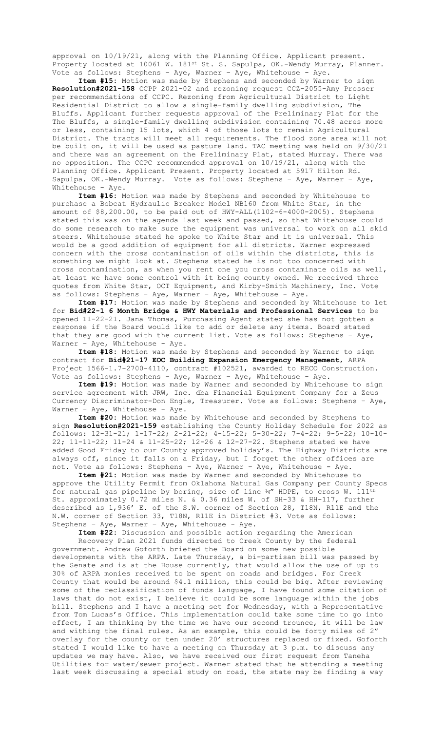approval on 10/19/21, along with the Planning Office. Applicant present. Property located at 10061 W. 181st St. S. Sapulpa, OK.-Wendy Murray, Planner. Vote as follows: Stephens – Aye, Warner – Aye, Whitehouse - Aye.

**Item #15:** Motion was made by Stephens and seconded by Warner to sign **Resolution#2021-158** CCPP 2021-02 and rezoning request CCZ-2055-Amy Prosser per recommendations of CCPC. Rezoning from Agricultural District to Light Residential District to allow a single-family dwelling subdivision, The Bluffs. Applicant further requests approval of the Preliminary Plat for the The Bluffs, a single-family dwelling subdivision containing 70.48 acres more or less, containing 15 lots, which 4 of those lots to remain Agricultural District. The tracts will meet all requirements. The flood zone area will not be built on, it will be used as pasture land. TAC meeting was held on 9/30/21 and there was an agreement on the Preliminary Plat, stated Murray. There was no opposition. The CCPC recommended approval on 10/19/21, along with the Planning Office. Applicant Present. Property located at 5917 Hilton Rd. Sapulpa, OK.-Wendy Murray. Vote as follows: Stephens – Aye, Warner – Aye, Whitehouse - Aye.

**Item #16:** Motion was made by Stephens and seconded by Whitehouse to purchase a Bobcat Hydraulic Breaker Model NB160 from White Star, in the amount of $8,200.00, to be paid out of HWY-ALL(1102-6-4000-2005). Stephens stated this was on the agenda last week and passed, so that Whitehouse could do some research to make sure the equipment was universal to work on all skid steers. Whitehouse stated he spoke to White Star and it is universal. This would be a good addition of equipment for all districts. Warner expressed concern with the cross contamination of oils within the districts, this is something we might look at. Stephens stated he is not too concerned with cross contamination, as when you rent one you cross contaminate oils as well, at least we have some control with it being county owned. We received three quotes from White Star, OCT Equipment, and Kirby-Smith Machinery, Inc. Vote as follows: Stephens – Aye, Warner – Aye, Whitehouse - Aye.

**Item #17:** Motion was made by Stephens and seconded by Whitehouse to let for **Bid#22-1 6 Month Bridge & HWY Materials and Professional Services** to be opened 11-22-21. Jana Thomas, Purchasing Agent stated she has not gotten a response if the Board would like to add or delete any items. Board stated that they are good with the current list. Vote as follows: Stephens – Aye, Warner – Aye, Whitehouse - Aye.

**Item #18:** Motion was made by Stephens and seconded by Warner to sign contract for **Bid#21-17 EOC Building Expansion Emergency Management**, ARPA Project 1566-1.7-2700-4110, contract #102521, awarded to RECO Construction. Vote as follows: Stephens – Aye, Warner – Aye, Whitehouse - Aye.

**Item #19:** Motion was made by Warner and seconded by Whitehouse to sign service agreement with JRW, Inc. dba Financial Equipment Company for a Zeus Currency Discriminator-Don Engle, Treasurer. Vote as follows: Stephens – Aye, Warner – Aye, Whitehouse - Aye.

**Item #20:** Motion was made by Whitehouse and seconded by Stephens to sign **Resolution#2021-159** establishing the County Holiday Schedule for 2022 as follows: 12-31-21; 1-17-22; 2-21-22; 4-15-22; 5-30-22; 7-4-22; 9-5-22; 10-10-22; 11-11-22; 11-24 & 11-25-22; 12-26 & 12-27-22. Stephens stated we have added Good Friday to our County approved holiday's. The Highway Districts are always off, since it falls on a Friday, but I forget the other offices are not. Vote as follows: Stephens – Aye, Warner – Aye, Whitehouse - Aye.

**Item #21:** Motion was made by Warner and seconded by Whitehouse to approve the Utility Permit from Oklahoma Natural Gas Company per County Specs for natural gas pipeline by boring, size of line ¾" HDPE, to cross W. 111th St. approximately 0.72 miles N. & 0.36 miles W. of SH-33 & HH-117, further described as 1,936' E. of the S.W. corner of Section 28, T18N, R11E and the N.W. corner of Section 33, T18N, R11E in District #3. Vote as follows: Stephens – Aye, Warner – Aye, Whitehouse - Aye.

**Item #22:** Discussion and possible action regarding the American Recovery Plan 2021 funds directed to Creek County by the federal government. Andrew Goforth briefed the Board on some new possible developments with the ARPA. Late Thursday, a bi-partisan bill was passed by the Senate and is at the House currently, that would allow the use of up to 30% of ARPA monies received to be spent on roads and bridges. For Creek County that would be around $4.1 million, this could be big. After reviewing some of the reclassification of funds language, I have found some citation of laws that do not exist, I believe it could be some language within the jobs bill. Stephens and I have a meeting set for Wednesday, with a Representative from Tom Lucas's Office. This implementation could take some time to go into effect, I am thinking by the time we have our second trounce, it will be law and withing the final rules. As an example, this could be forty miles of 2" overlay for the county or ten under 20' structures replaced or fixed. Goforth stated I would like to have a meeting on Thursday at 3 p.m. to discuss any updates we may have. Also, we have received our first request from Taneha Utilities for water/sewer project. Warner stated that he attending a meeting last week discussing a special study on road, the state may be finding a way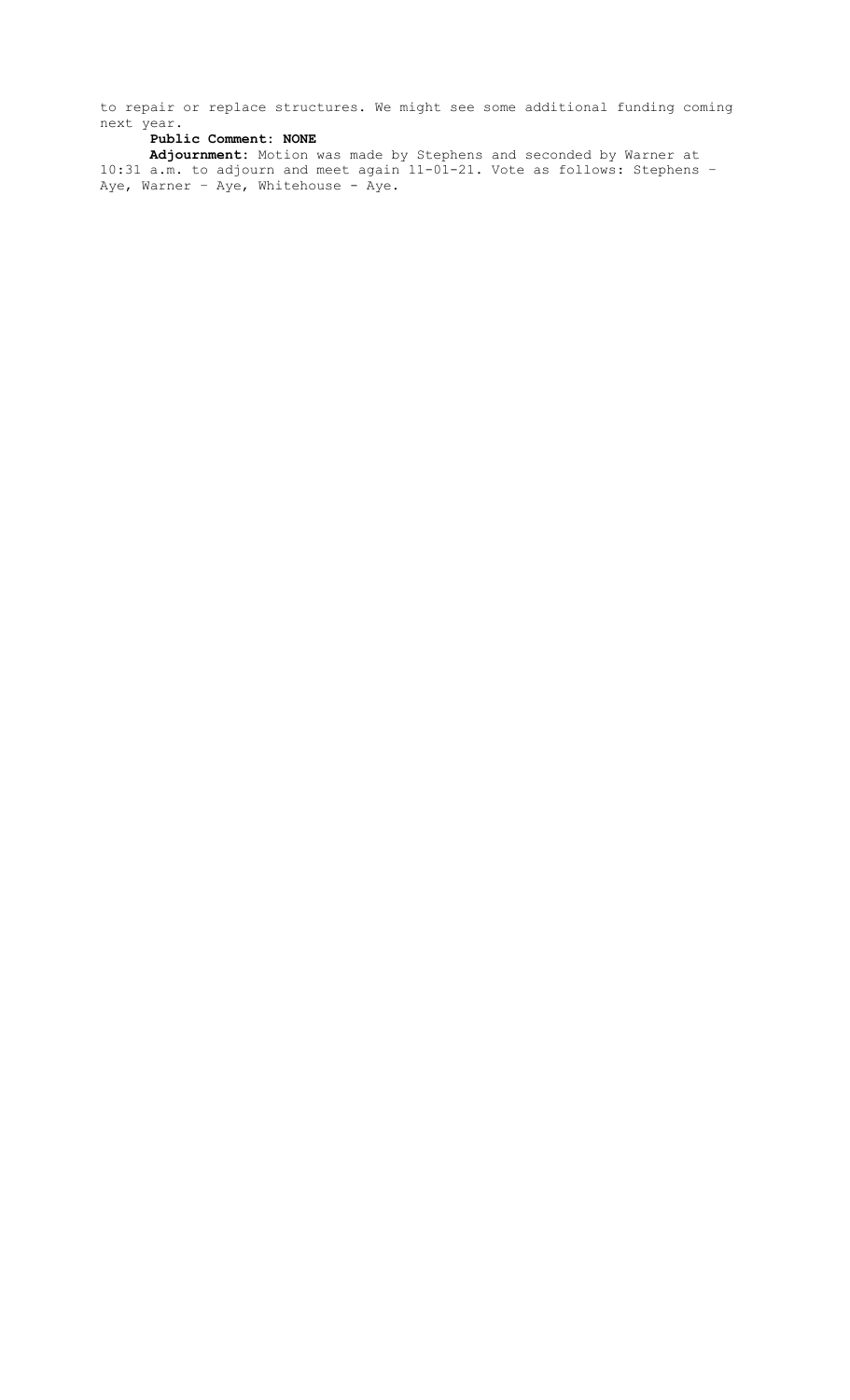to repair or replace structures. We might see some additional funding coming next year.

**Public Comment: NONE**

**Adjournment**: Motion was made by Stephens and seconded by Warner at 10:31 a.m. to adjourn and meet again 11-01-21. Vote as follows: Stephens – Aye, Warner – Aye, Whitehouse - Aye.